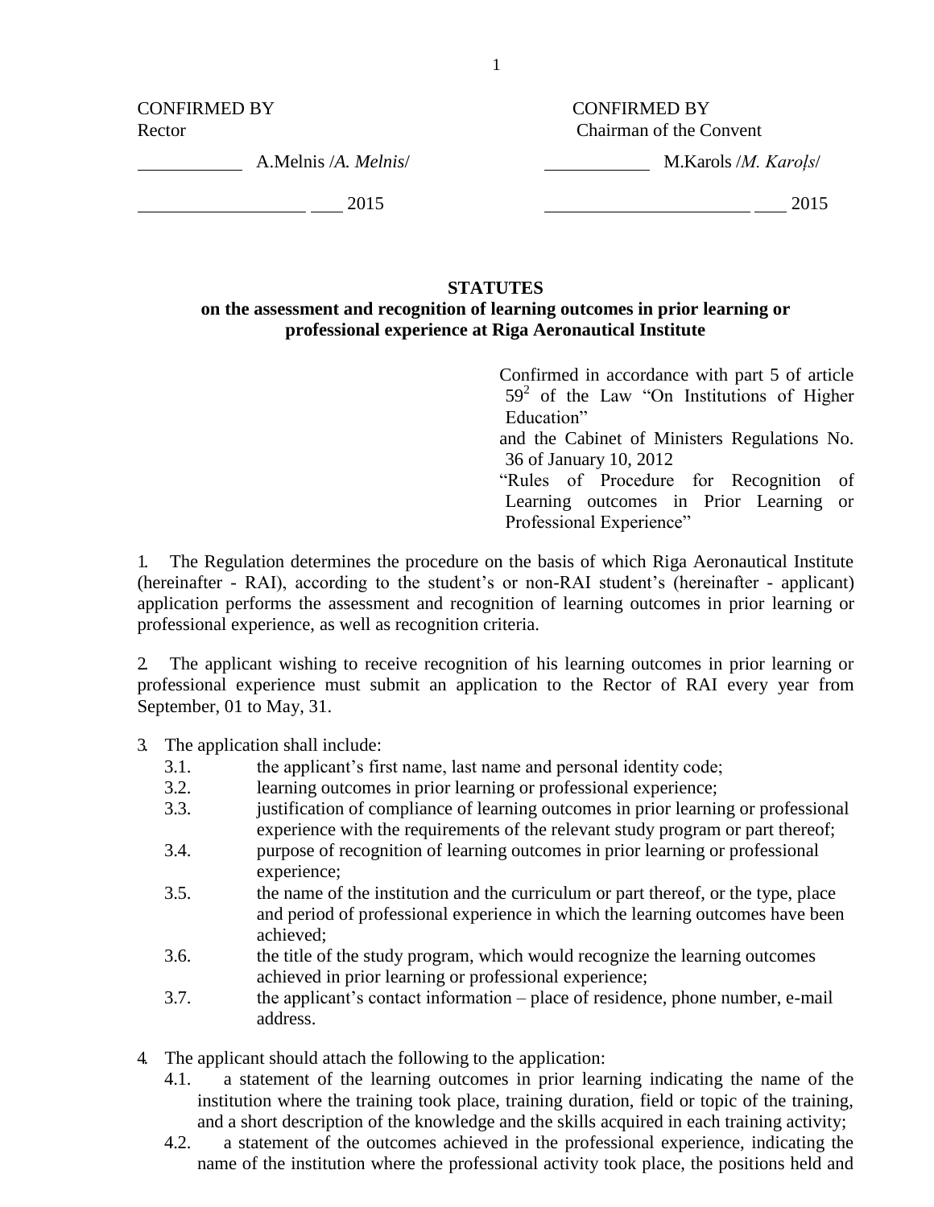CONFIRMED BY
Rector

\_\_\_\_\_\_\_\_\_\_\_ A.Melnis /*A. Melnis*/

\_\_\_\_\_\_\_\_\_\_\_\_\_\_\_\_\_ \_\_\_ 2015

CONFIRMED BY
Chairman of the Convent

\_\_\_\_\_\_\_\_\_\_\_ M.Karols /*M. Karoļs*/

\_\_\_\_\_\_\_\_\_\_\_\_\_\_\_\_\_\_\_\_\_\_ \_\_\_ 2015

**STATUTES**
**on the assessment and recognition of learning outcomes in prior learning or professional experience at Riga Aeronautical Institute**

Confirmed in accordance with part 5 of article $59^2$ of the Law "On Institutions of Higher Education"
and the Cabinet of Ministers Regulations No. 36 of January 10, 2012
"Rules of Procedure for Recognition of Learning outcomes in Prior Learning or Professional Experience"

1. The Regulation determines the procedure on the basis of which Riga Aeronautical Institute (hereinafter - RAI), according to the student's or non-RAI student's (hereinafter - applicant) application performs the assessment and recognition of learning outcomes in prior learning or professional experience, as well as recognition criteria.

2. The applicant wishing to receive recognition of his learning outcomes in prior learning or professional experience must submit an application to the Rector of RAI every year from September, 01 to May, 31.

3. The application shall include:
   - 3.1. the applicant's first name, last name and personal identity code;
   - 3.2. learning outcomes in prior learning or professional experience;
   - 3.3. justification of compliance of learning outcomes in prior learning or professional experience with the requirements of the relevant study program or part thereof;
   - 3.4. purpose of recognition of learning outcomes in prior learning or professional experience;
   - 3.5. the name of the institution and the curriculum or part thereof, or the type, place and period of professional experience in which the learning outcomes have been achieved;
   - 3.6. the title of the study program, which would recognize the learning outcomes achieved in prior learning or professional experience;
   - 3.7. the applicant's contact information – place of residence, phone number, e-mail address.

4. The applicant should attach the following to the application:
   - 4.1. a statement of the learning outcomes in prior learning indicating the name of the institution where the training took place, training duration, field or topic of the training, and a short description of the knowledge and the skills acquired in each training activity;
   - 4.2. a statement of the outcomes achieved in the professional experience, indicating the name of the institution where the professional activity took place, the positions held and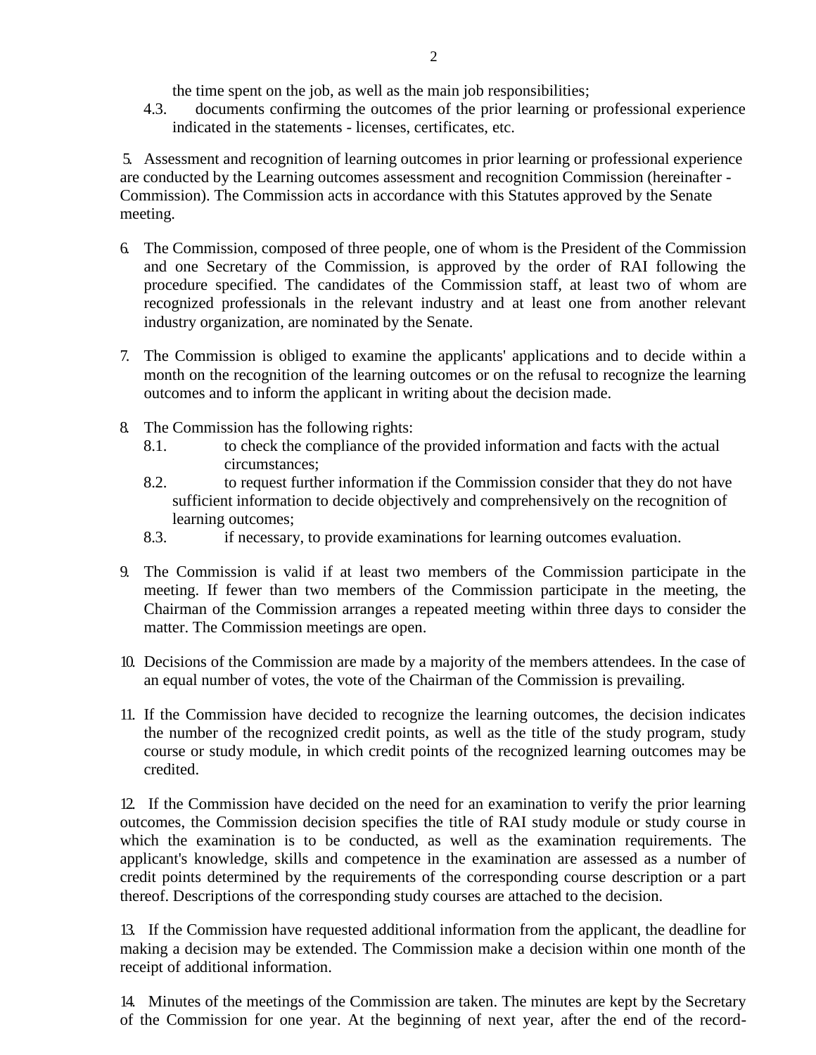the time spent on the job, as well as the main job responsibilities;

4.3. documents confirming the outcomes of the prior learning or professional experience indicated in the statements - licenses, certificates, etc.

5. Assessment and recognition of learning outcomes in prior learning or professional experience are conducted by the Learning outcomes assessment and recognition Commission (hereinafter - Commission). The Commission acts in accordance with this Statutes approved by the Senate meeting.

6. The Commission, composed of three people, one of whom is the President of the Commission and one Secretary of the Commission, is approved by the order of RAI following the procedure specified. The candidates of the Commission staff, at least two of whom are recognized professionals in the relevant industry and at least one from another relevant industry organization, are nominated by the Senate.

7. The Commission is obliged to examine the applicants' applications and to decide within a month on the recognition of the learning outcomes or on the refusal to recognize the learning outcomes and to inform the applicant in writing about the decision made.

8. The Commission has the following rights:
   8.1. to check the compliance of the provided information and facts with the actual circumstances;
   8.2. to request further information if the Commission consider that they do not have sufficient information to decide objectively and comprehensively on the recognition of learning outcomes;
   8.3. if necessary, to provide examinations for learning outcomes evaluation.

9. The Commission is valid if at least two members of the Commission participate in the meeting. If fewer than two members of the Commission participate in the meeting, the Chairman of the Commission arranges a repeated meeting within three days to consider the matter. The Commission meetings are open.

10. Decisions of the Commission are made by a majority of the members attendees. In the case of an equal number of votes, the vote of the Chairman of the Commission is prevailing.

11. If the Commission have decided to recognize the learning outcomes, the decision indicates the number of the recognized credit points, as well as the title of the study program, study course or study module, in which credit points of the recognized learning outcomes may be credited.

12. If the Commission have decided on the need for an examination to verify the prior learning outcomes, the Commission decision specifies the title of RAI study module or study course in which the examination is to be conducted, as well as the examination requirements. The applicant's knowledge, skills and competence in the examination are assessed as a number of credit points determined by the requirements of the corresponding course description or a part thereof. Descriptions of the corresponding study courses are attached to the decision.

13. If the Commission have requested additional information from the applicant, the deadline for making a decision may be extended. The Commission make a decision within one month of the receipt of additional information.

14. Minutes of the meetings of the Commission are taken. The minutes are kept by the Secretary of the Commission for one year. At the beginning of next year, after the end of the record-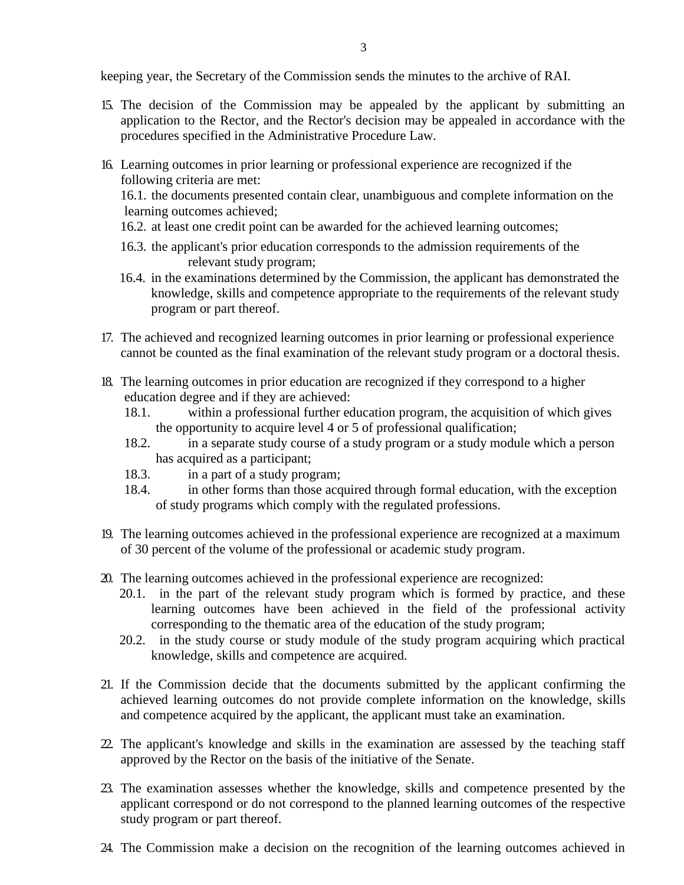keeping year, the Secretary of the Commission sends the minutes to the archive of RAI.

15. The decision of the Commission may be appealed by the applicant by submitting an application to the Rector, and the Rector's decision may be appealed in accordance with the procedures specified in the Administrative Procedure Law.

16. Learning outcomes in prior learning or professional experience are recognized if the following criteria are met:
    16.1. the documents presented contain clear, unambiguous and complete information on the learning outcomes achieved;
    16.2. at least one credit point can be awarded for the achieved learning outcomes;
    16.3. the applicant's prior education corresponds to the admission requirements of the relevant study program;
    16.4. in the examinations determined by the Commission, the applicant has demonstrated the knowledge, skills and competence appropriate to the requirements of the relevant study program or part thereof.

17. The achieved and recognized learning outcomes in prior learning or professional experience cannot be counted as the final examination of the relevant study program or a doctoral thesis.

18. The learning outcomes in prior education are recognized if they correspond to a higher education degree and if they are achieved:
    18.1. within a professional further education program, the acquisition of which gives the opportunity to acquire level 4 or 5 of professional qualification;
    18.2. in a separate study course of a study program or a study module which a person has acquired as a participant;
    18.3. in a part of a study program;
    18.4. in other forms than those acquired through formal education, with the exception of study programs which comply with the regulated professions.

19. The learning outcomes achieved in the professional experience are recognized at a maximum of 30 percent of the volume of the professional or academic study program.

20. The learning outcomes achieved in the professional experience are recognized:
    20.1. in the part of the relevant study program which is formed by practice, and these learning outcomes have been achieved in the field of the professional activity corresponding to the thematic area of the education of the study program;
    20.2. in the study course or study module of the study program acquiring which practical knowledge, skills and competence are acquired.

21. If the Commission decide that the documents submitted by the applicant confirming the achieved learning outcomes do not provide complete information on the knowledge, skills and competence acquired by the applicant, the applicant must take an examination.

22. The applicant's knowledge and skills in the examination are assessed by the teaching staff approved by the Rector on the basis of the initiative of the Senate.

23. The examination assesses whether the knowledge, skills and competence presented by the applicant correspond or do not correspond to the planned learning outcomes of the respective study program or part thereof.

24. The Commission make a decision on the recognition of the learning outcomes achieved in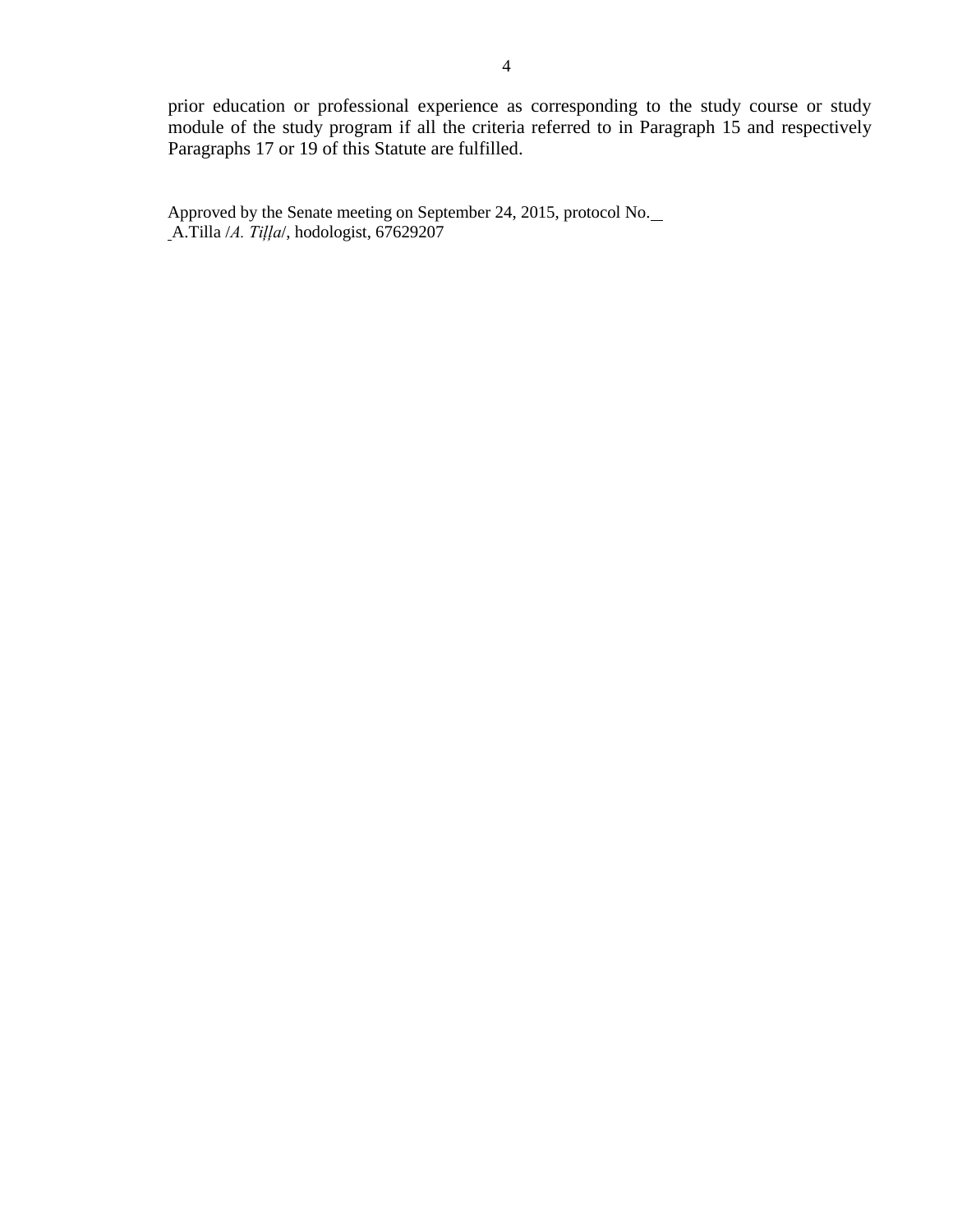prior education or professional experience as corresponding to the study course or study module of the study program if all the criteria referred to in Paragraph 15 and respectively Paragraphs 17 or 19 of this Statute are fulfilled.

Approved by the Senate meeting on September 24, 2015, protocol No. \_\_
A.Tilla /*A. Tiļļa*/, hodologist, 67629207